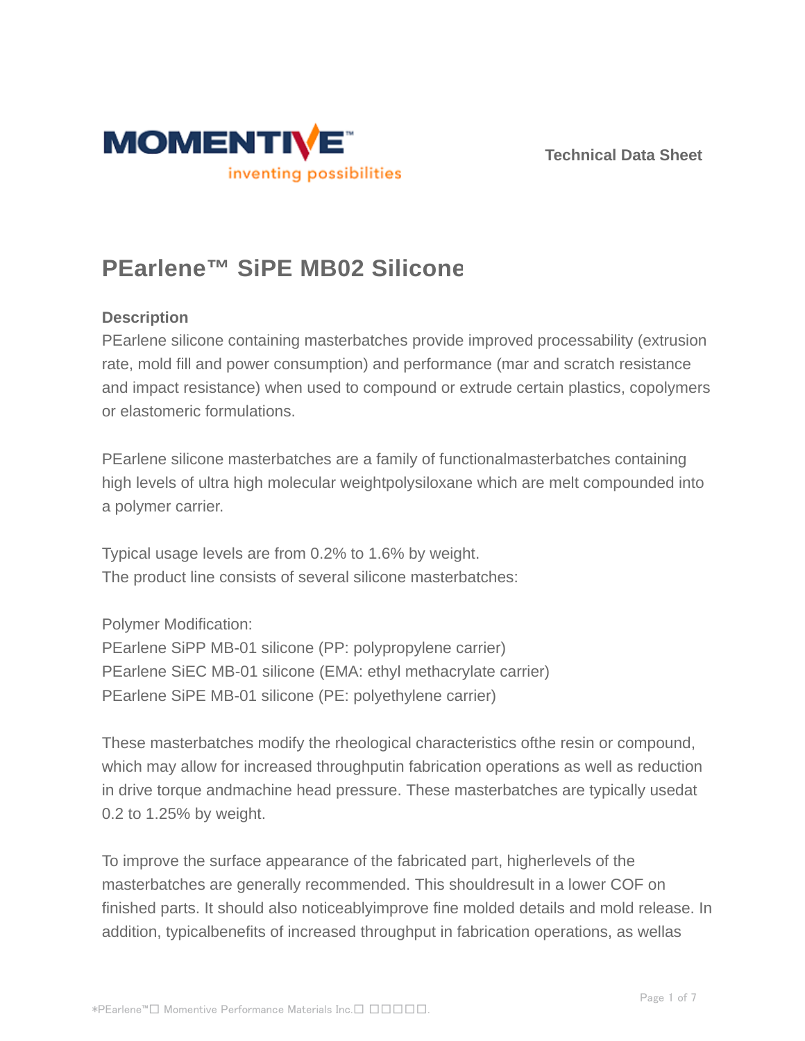Technical Data Sheet

# PEarlene™ SiPE MB02 Silicone

## Description

PEarlene silicone containing masterbatches provide improved processability (extrusion rate, mold fill and power consumption) and performance (mar and scratch resistance and impact resistance) when used to compound or extrude certain plastics, copolymers or elastomeric formulations.

PEarlene silicone masterbatches are a family of functionalmasterbatches containing high levels of ultra high molecular weightpolysiloxane which are melt compounded into a polymer carrier.

Typical usage levels are from 0.2% to 1.6% by weight.
The product line consists of several silicone masterbatches:

Polymer Modification:
PEarlene SiPP MB-01 silicone (PP: polypropylene carrier)
PEarlene SiEC MB-01 silicone (EMA: ethyl methacrylate carrier)
PEarlene SiPE MB-01 silicone (PE: polyethylene carrier)

These masterbatches modify the rheological characteristics ofthe resin or compound, which may allow for increased throughputin fabrication operations as well as reduction in drive torque andmachine head pressure. These masterbatches are typically usedat 0.2 to 1.25% by weight.

To improve the surface appearance of the fabricated part, higherlevels of the masterbatches are generally recommended. This shouldresult in a lower COF on finished parts. It should also noticeablyimprove fine molded details and mold release. In addition, typicalbenefits of increased throughput in fabrication operations, as wellas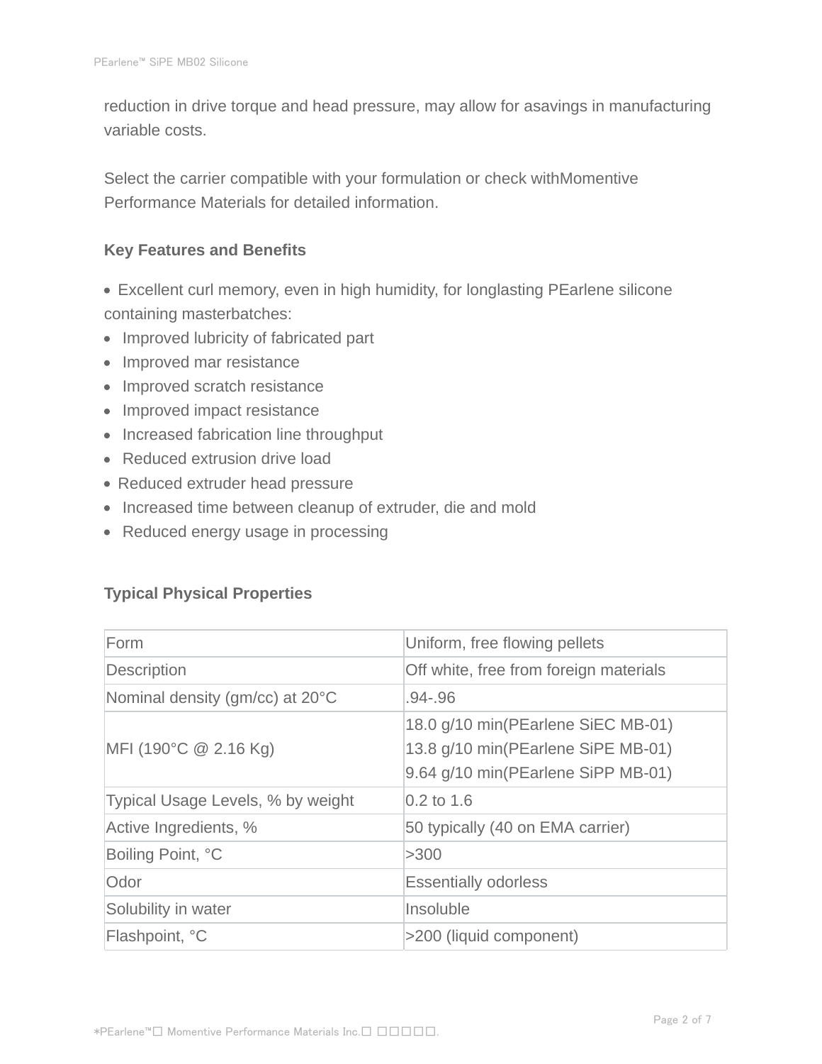reduction in drive torque and head pressure, may allow for asavings in manufacturing variable costs.

Select the carrier compatible with your formulation or check withMomentive Performance Materials for detailed information.

**Key Features and Benefits**

- Excellent curl memory, even in high humidity, for longlasting PEarlene silicone containing masterbatches:
- Improved lubricity of fabricated part
- Improved mar resistance
- Improved scratch resistance
- Improved impact resistance
- Increased fabrication line throughput
- Reduced extrusion drive load
- Reduced extruder head pressure
- Increased time between cleanup of extruder, die and mold
- Reduced energy usage in processing

**Typical Physical Properties**

| Form | Uniform, free flowing pellets |
|---|---|
| Description | Off white, free from foreign materials |
| Nominal density (gm/cc) at 20°C | .94-.96 |
| MFI (190°C @ 2.16 Kg) | 18.0 g/10 min(PEarlene SiEC MB-01)<br>13.8 g/10 min(PEarlene SiPE MB-01)<br>9.64 g/10 min(PEarlene SiPP MB-01) |
| Typical Usage Levels, % by weight | 0.2 to 1.6 |
| Active Ingredients, % | 50 typically (40 on EMA carrier) |
| Boiling Point, °C | >300 |
| Odor | Essentially odorless |
| Solubility in water | Insoluble |
| Flashpoint, °C | >200 (liquid component) |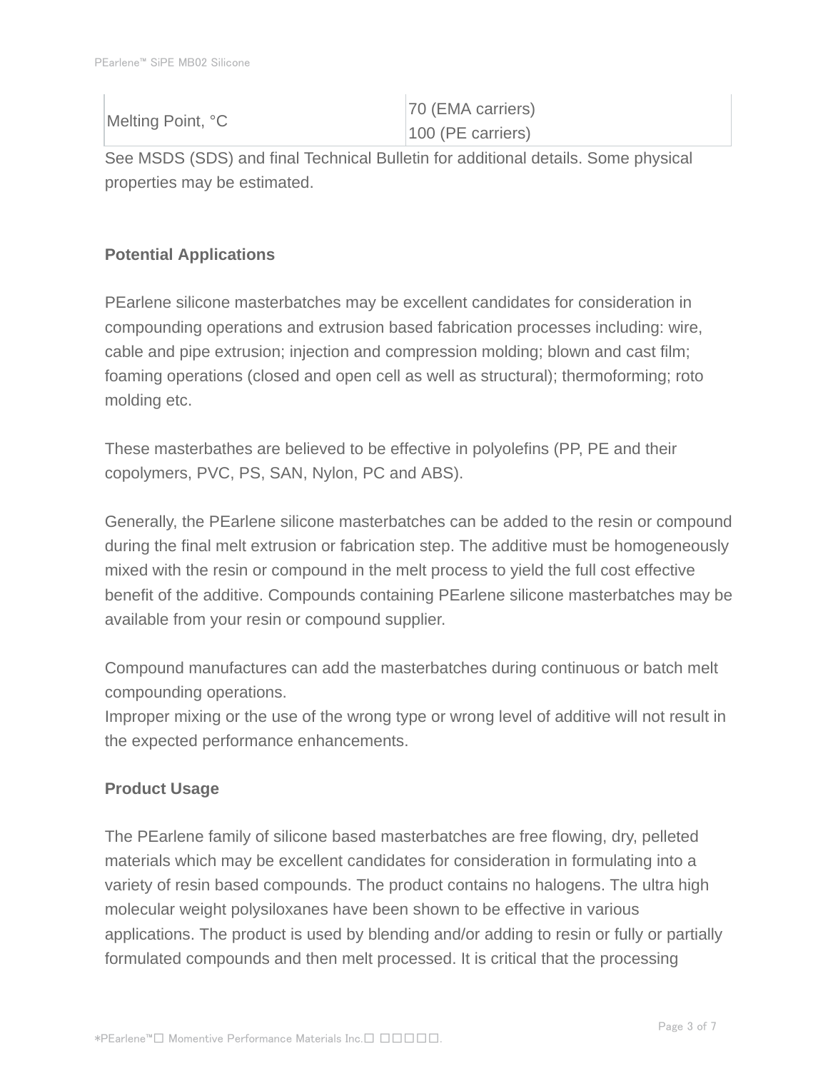| Melting Point, °C | 70 (EMA carriers)<br>100 (PE carriers) |
|---|---|

See MSDS (SDS) and final Technical Bulletin for additional details. Some physical properties may be estimated.

**Potential Applications**

PEarlene silicone masterbatches may be excellent candidates for consideration in compounding operations and extrusion based fabrication processes including: wire, cable and pipe extrusion; injection and compression molding; blown and cast film; foaming operations (closed and open cell as well as structural); thermoforming; roto molding etc.

These masterbathes are believed to be effective in polyolefins (PP, PE and their copolymers, PVC, PS, SAN, Nylon, PC and ABS).

Generally, the PEarlene silicone masterbatches can be added to the resin or compound during the final melt extrusion or fabrication step. The additive must be homogeneously mixed with the resin or compound in the melt process to yield the full cost effective benefit of the additive. Compounds containing PEarlene silicone masterbatches may be available from your resin or compound supplier.

Compound manufactures can add the masterbatches during continuous or batch melt compounding operations.
Improper mixing or the use of the wrong type or wrong level of additive will not result in the expected performance enhancements.

**Product Usage**

The PEarlene family of silicone based masterbatches are free flowing, dry, pelleted materials which may be excellent candidates for consideration in formulating into a variety of resin based compounds. The product contains no halogens. The ultra high molecular weight polysiloxanes have been shown to be effective in various applications. The product is used by blending and/or adding to resin or fully or partially formulated compounds and then melt processed. It is critical that the processing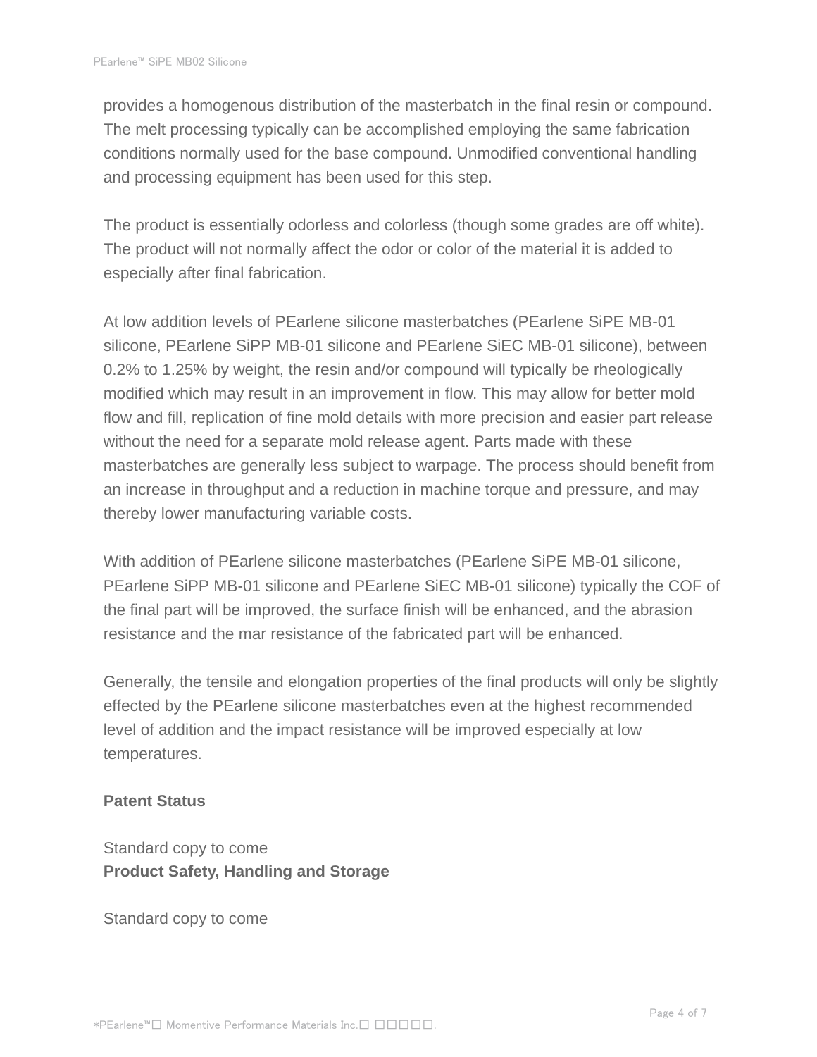provides a homogenous distribution of the masterbatch in the final resin or compound. The melt processing typically can be accomplished employing the same fabrication conditions normally used for the base compound. Unmodified conventional handling and processing equipment has been used for this step.

The product is essentially odorless and colorless (though some grades are off white). The product will not normally affect the odor or color of the material it is added to especially after final fabrication.

At low addition levels of PEarlene silicone masterbatches (PEarlene SiPE MB-01 silicone, PEarlene SiPP MB-01 silicone and PEarlene SiEC MB-01 silicone), between 0.2% to 1.25% by weight, the resin and/or compound will typically be rheologically modified which may result in an improvement in flow. This may allow for better mold flow and fill, replication of fine mold details with more precision and easier part release without the need for a separate mold release agent. Parts made with these masterbatches are generally less subject to warpage. The process should benefit from an increase in throughput and a reduction in machine torque and pressure, and may thereby lower manufacturing variable costs.

With addition of PEarlene silicone masterbatches (PEarlene SiPE MB-01 silicone, PEarlene SiPP MB-01 silicone and PEarlene SiEC MB-01 silicone) typically the COF of the final part will be improved, the surface finish will be enhanced, and the abrasion resistance and the mar resistance of the fabricated part will be enhanced.

Generally, the tensile and elongation properties of the final products will only be slightly effected by the PEarlene silicone masterbatches even at the highest recommended level of addition and the impact resistance will be improved especially at low temperatures.

**Patent Status**

Standard copy to come

**Product Safety, Handling and Storage**

Standard copy to come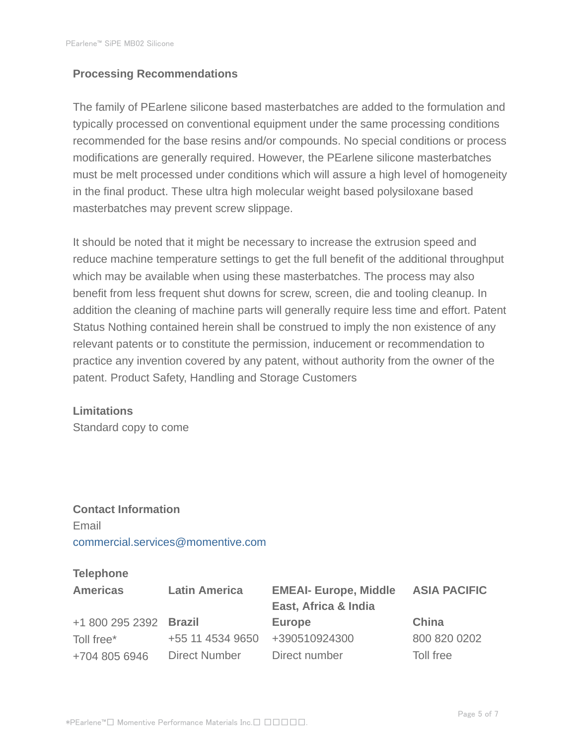## Processing Recommendations

The family of PEarlene silicone based masterbatches are added to the formulation and typically processed on conventional equipment under the same processing conditions recommended for the base resins and/or compounds. No special conditions or process modifications are generally required. However, the PEarlene silicone masterbatches must be melt processed under conditions which will assure a high level of homogeneity in the final product. These ultra high molecular weight based polysiloxane based masterbatches may prevent screw slippage.

It should be noted that it might be necessary to increase the extrusion speed and reduce machine temperature settings to get the full benefit of the additional throughput which may be available when using these masterbatches. The process may also benefit from less frequent shut downs for screw, screen, die and tooling cleanup. In addition the cleaning of machine parts will generally require less time and effort. Patent Status Nothing contained herein shall be construed to imply the non existence of any relevant patents or to constitute the permission, inducement or recommendation to practice any invention covered by any patent, without authority from the owner of the patent. Product Safety, Handling and Storage Customers

## Limitations

Standard copy to come

## Contact Information

Email

commercial.services@momentive.com

**Telephone**

| Americas | Latin America | EMEAI- Europe, Middle East, Africa & India | ASIA PACIFIC |
|---|---|---|---|
| +1 800 295 2392 | **Brazil** | **Europe** | **China** |
| Toll free* | +55 11 4534 9650 | +390510924300 | 800 820 0202 |
| +704 805 6946 | Direct Number | Direct number | Toll free |

*PEarlene™☐ Momentive Performance Materials Inc.☐ ☐☐☐☐☐.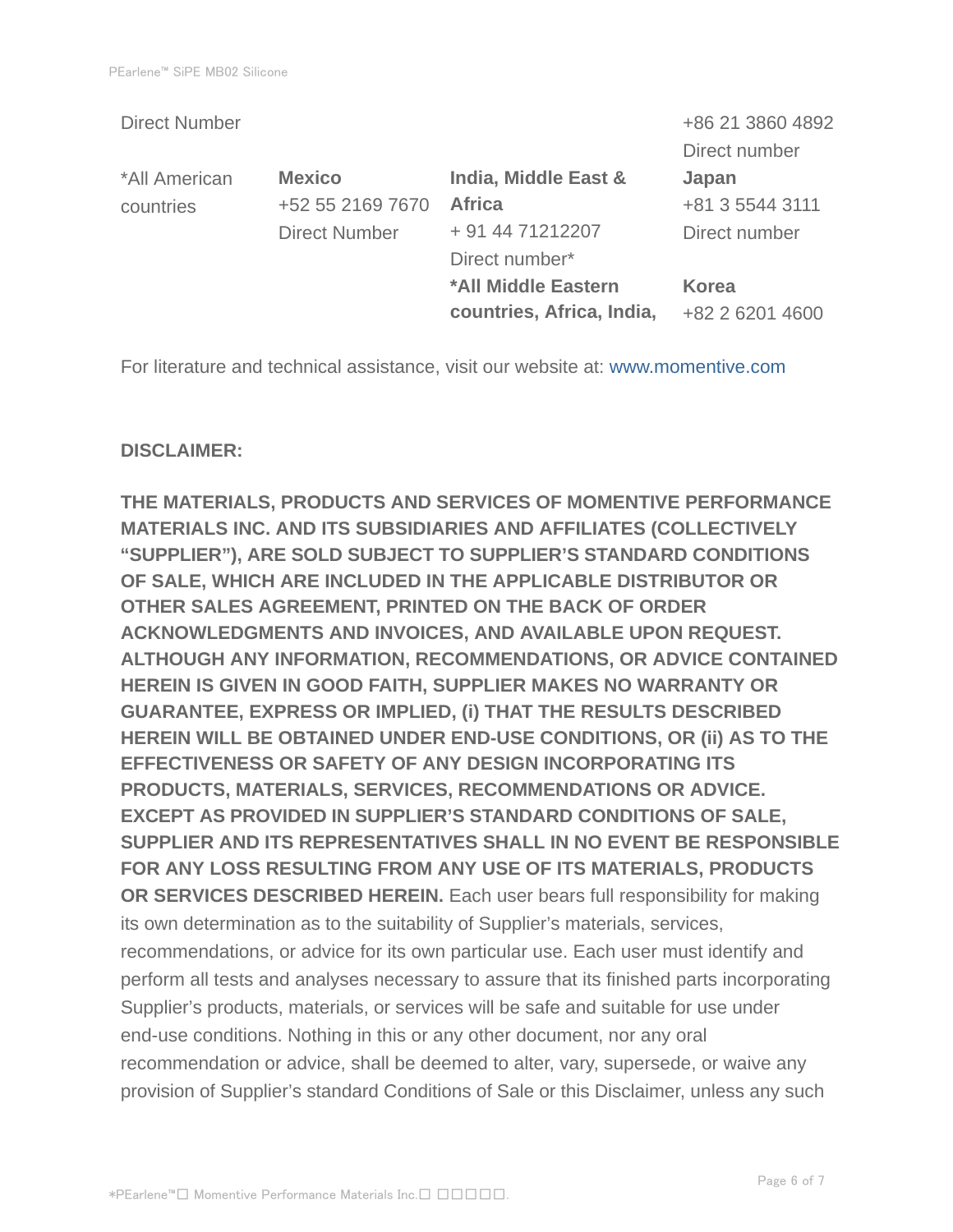| Direct Number | | | +86 21 3860 4892 Direct number |
|---|---|---|---|
| *All American countries | **Mexico** +52 55 2169 7670 Direct Number | **India, Middle East & Africa** + 91 44 71212207 Direct number* | **Japan** +81 3 5544 3111 Direct number |
| | | ***All Middle Eastern countries, Africa, India,** | **Korea** +82 2 6201 4600 |

For literature and technical assistance, visit our website at: www.momentive.com

**DISCLAIMER:**

**THE MATERIALS, PRODUCTS AND SERVICES OF MOMENTIVE PERFORMANCE MATERIALS INC. AND ITS SUBSIDIARIES AND AFFILIATES (COLLECTIVELY "SUPPLIER"), ARE SOLD SUBJECT TO SUPPLIER'S STANDARD CONDITIONS OF SALE, WHICH ARE INCLUDED IN THE APPLICABLE DISTRIBUTOR OR OTHER SALES AGREEMENT, PRINTED ON THE BACK OF ORDER ACKNOWLEDGMENTS AND INVOICES, AND AVAILABLE UPON REQUEST. ALTHOUGH ANY INFORMATION, RECOMMENDATIONS, OR ADVICE CONTAINED HEREIN IS GIVEN IN GOOD FAITH, SUPPLIER MAKES NO WARRANTY OR GUARANTEE, EXPRESS OR IMPLIED, (i) THAT THE RESULTS DESCRIBED HEREIN WILL BE OBTAINED UNDER END-USE CONDITIONS, OR (ii) AS TO THE EFFECTIVENESS OR SAFETY OF ANY DESIGN INCORPORATING ITS PRODUCTS, MATERIALS, SERVICES, RECOMMENDATIONS OR ADVICE. EXCEPT AS PROVIDED IN SUPPLIER'S STANDARD CONDITIONS OF SALE, SUPPLIER AND ITS REPRESENTATIVES SHALL IN NO EVENT BE RESPONSIBLE FOR ANY LOSS RESULTING FROM ANY USE OF ITS MATERIALS, PRODUCTS OR SERVICES DESCRIBED HEREIN.** Each user bears full responsibility for making its own determination as to the suitability of Supplier's materials, services, recommendations, or advice for its own particular use. Each user must identify and perform all tests and analyses necessary to assure that its finished parts incorporating Supplier's products, materials, or services will be safe and suitable for use under end-use conditions. Nothing in this or any other document, nor any oral recommendation or advice, shall be deemed to alter, vary, supersede, or waive any provision of Supplier's standard Conditions of Sale or this Disclaimer, unless any such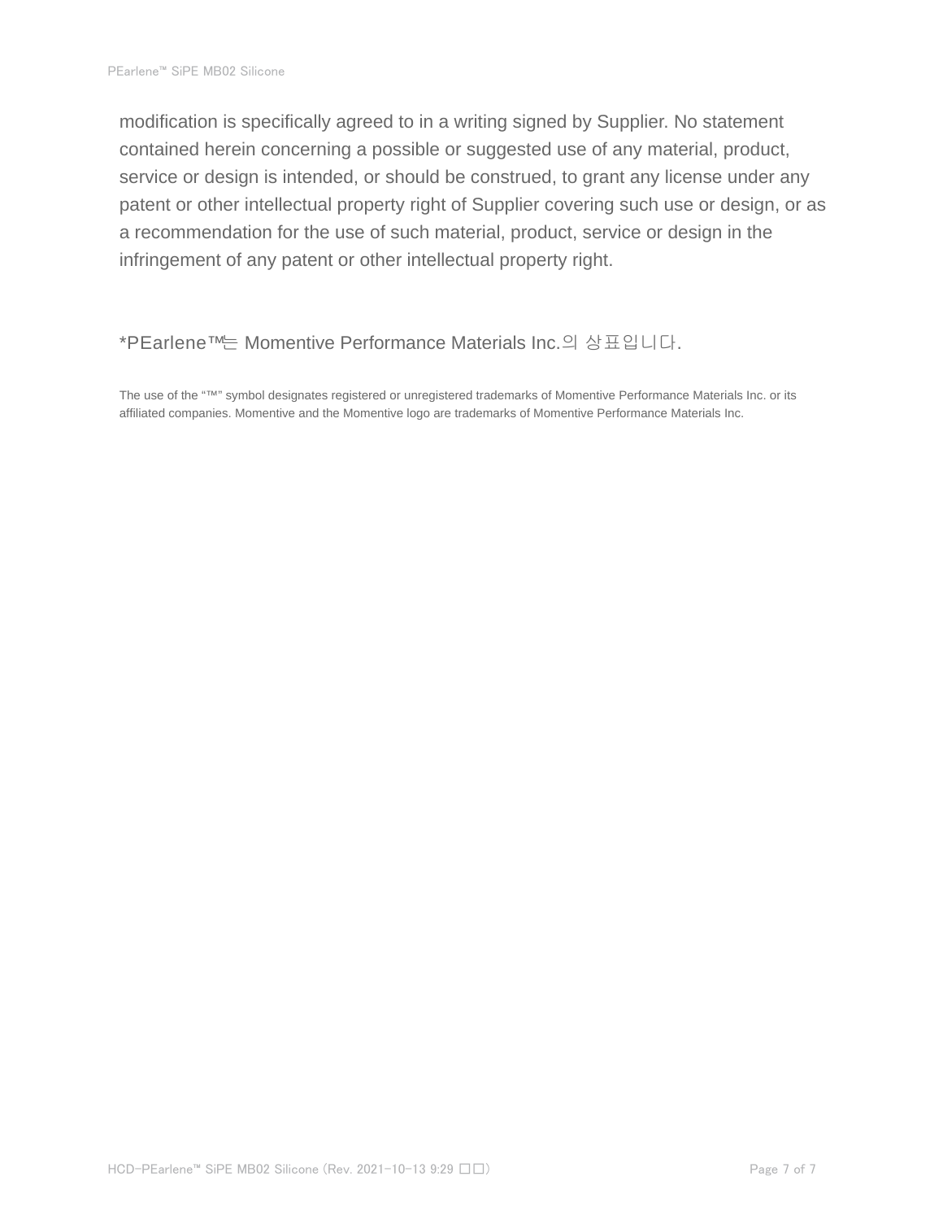modification is specifically agreed to in a writing signed by Supplier. No statement contained herein concerning a possible or suggested use of any material, product, service or design is intended, or should be construed, to grant any license under any patent or other intellectual property right of Supplier covering such use or design, or as a recommendation for the use of such material, product, service or design in the infringement of any patent or other intellectual property right.

*PEarlene™는 Momentive Performance Materials Inc.의 상표입니다.

The use of the "™" symbol designates registered or unregistered trademarks of Momentive Performance Materials Inc. or its affiliated companies. Momentive and the Momentive logo are trademarks of Momentive Performance Materials Inc.